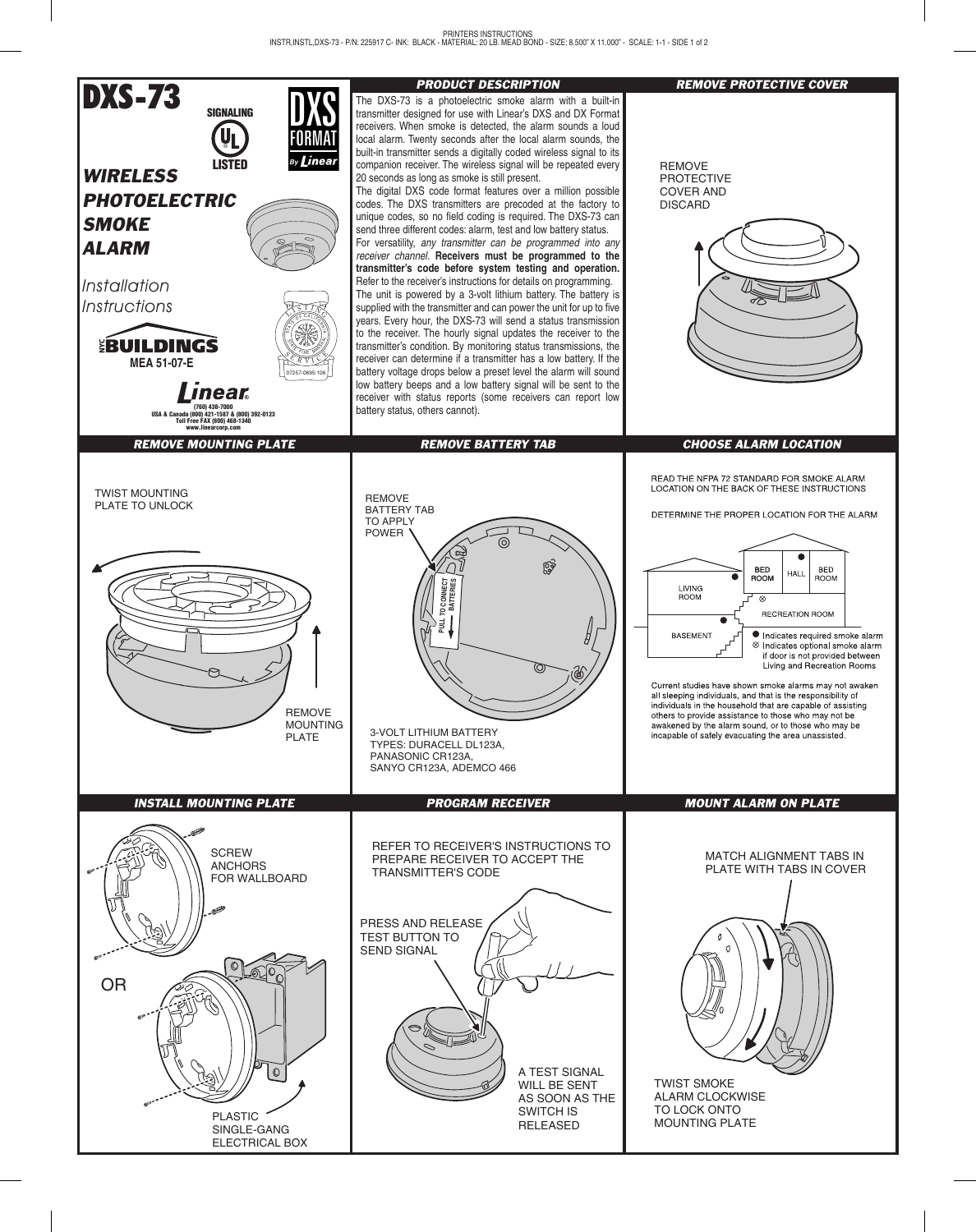# DXS-73

SIGNALING
UL
LISTED

DXS FORMAT By Linear

## WIRELESS PHOTOELECTRIC SMOKE ALARM

*Installation Instructions*

NYC BUILDINGS
MEA 51-07-E

07257-0895:106

Linear®
(760) 438-7000
USA & Canada (800) 421-1587 & (800) 392-0123
Toll Free FAX (800) 468-1340
www.linearcorp.com

## PRODUCT DESCRIPTION

The DXS-73 is a photoelectric smoke alarm with a built-in transmitter designed for use with Linear's DXS and DX Format receivers. When smoke is detected, the alarm sounds a loud local alarm. Twenty seconds after the local alarm sounds, the built-in transmitter sends a digitally coded wireless signal to its companion receiver. The wireless signal will be repeated every 20 seconds as long as smoke is still present.

The digital DXS code format features over a million possible codes. The DXS transmitters are precoded at the factory to unique codes, so no field coding is required. The DXS-73 can send three different codes: alarm, test and low battery status.

For versatility, *any transmitter can be programmed into any receiver channel*. **Receivers must be programmed to the transmitter's code before system testing and operation.** Refer to the receiver's instructions for details on programming.

The unit is powered by a 3-volt lithium battery. The battery is supplied with the transmitter and can power the unit for up to five years. Every hour, the DXS-73 will send a status transmission to the receiver. The hourly signal updates the receiver to the transmitter's condition. By monitoring status transmissions, the receiver can determine if a transmitter has a low battery. If the battery voltage drops below a preset level the alarm will sound low battery beeps and a low battery signal will be sent to the receiver with status reports (some receivers can report low battery status, others cannot).

## REMOVE PROTECTIVE COVER

REMOVE PROTECTIVE COVER AND DISCARD

## REMOVE MOUNTING PLATE

TWIST MOUNTING PLATE TO UNLOCK

REMOVE MOUNTING PLATE

## REMOVE BATTERY TAB

REMOVE BATTERY TAB TO APPLY POWER

PULL TO CONNECT BATTERIES

3-VOLT LITHIUM BATTERY TYPES: DURACELL DL123A, PANASONIC CR123A, SANYO CR123A, ADEMCO 466

## CHOOSE ALARM LOCATION

READ THE NFPA 72 STANDARD FOR SMOKE ALARM LOCATION ON THE BACK OF THESE INSTRUCTIONS

DETERMINE THE PROPER LOCATION FOR THE ALARM

BED ROOM | HALL | BED ROOM | LIVING ROOM | RECREATION ROOM | BASEMENT

● Indicates required smoke alarm
⊗ Indicates optional smoke alarm if door is not provided between Living and Recreation Rooms

Current studies have shown smoke alarms may not awaken all sleeping individuals, and that is the responsibility of individuals in the household that are capable of assisting others to provide assistance to those who may not be awakened by the alarm sound, or to those who may be incapable of safely evacuating the area unassisted.

## INSTALL MOUNTING PLATE

SCREW ANCHORS FOR WALLBOARD

OR

PLASTIC SINGLE-GANG ELECTRICAL BOX

## PROGRAM RECEIVER

REFER TO RECEIVER'S INSTRUCTIONS TO PREPARE RECEIVER TO ACCEPT THE TRANSMITTER'S CODE

PRESS AND RELEASE TEST BUTTON TO SEND SIGNAL

A TEST SIGNAL WILL BE SENT AS SOON AS THE SWITCH IS RELEASED

## MOUNT ALARM ON PLATE

MATCH ALIGNMENT TABS IN PLATE WITH TABS IN COVER

TWIST SMOKE ALARM CLOCKWISE TO LOCK ONTO MOUNTING PLATE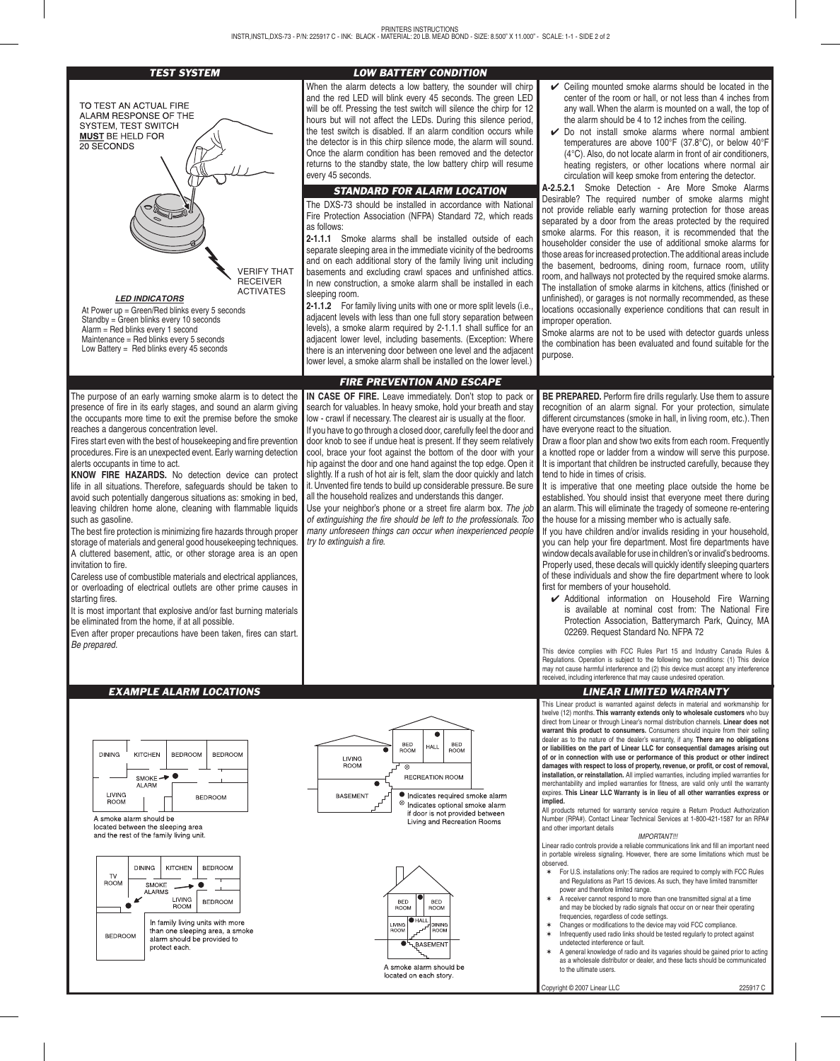PRINTERS INSTRUCTIONS
INSTR,INSTL,DXS-73 - P/N: 225917 C - INK: BLACK - MATERIAL: 20 LB. MEAD BOND - SIZE: 8.500" X 11.000" - SCALE: 1-1 - SIDE 2 of 2

## TEST SYSTEM

TO TEST AN ACTUAL FIRE ALARM RESPONSE OF THE SYSTEM, TEST SWITCH **MUST** BE HELD FOR 20 SECONDS

VERIFY THAT RECEIVER ACTIVATES

***LED INDICATORS***

At Power up = Green/Red blinks every 5 seconds
Standby = Green blinks every 10 seconds
Alarm = Red blinks every 1 second
Maintenance = Red blinks every 5 seconds
Low Battery = Red blinks every 45 seconds

## LOW BATTERY CONDITION

When the alarm detects a low battery, the sounder will chirp and the red LED will blink every 45 seconds. The green LED will be off. Pressing the test switch will silence the chirp for 12 hours but will not affect the LEDs. During this silence period, the test switch is disabled. If an alarm condition occurs while the detector is in this chirp silence mode, the alarm will sound. Once the alarm condition has been removed and the detector returns to the standby state, the low battery chirp will resume every 45 seconds.

## STANDARD FOR ALARM LOCATION

The DXS-73 should be installed in accordance with National Fire Protection Association (NFPA) Standard 72, which reads as follows:

**2-1.1.1** Smoke alarms shall be installed outside of each separate sleeping area in the immediate vicinity of the bedrooms and on each additional story of the family living unit including basements and excluding crawl spaces and unfinished attics. In new construction, a smoke alarm shall be installed in each sleeping room.

**2-1.1.2** For family living units with one or more split levels (i.e., adjacent levels with less than one full story separation between levels), a smoke alarm required by 2-1.1.1 shall suffice for an adjacent lower level, including basements. (Exception: Where there is an intervening door between one level and the adjacent lower level, a smoke alarm shall be installed on the lower level.)

- ✔ Ceiling mounted smoke alarms should be located in the center of the room or hall, or not less than 4 inches from any wall. When the alarm is mounted on a wall, the top of the alarm should be 4 to 12 inches from the ceiling.
- ✔ Do not install smoke alarms where normal ambient temperatures are above 100°F (37.8°C), or below 40°F (4°C). Also, do not locate alarm in front of air conditioners, heating registers, or other locations where normal air circulation will keep smoke from entering the detector.

**A-2.5.2.1** Smoke Detection - Are More Smoke Alarms Desirable? The required number of smoke alarms might not provide reliable early warning protection for those areas separated by a door from the areas protected by the required smoke alarms. For this reason, it is recommended that the householder consider the use of additional smoke alarms for those areas for increased protection. The additional areas include the basement, bedrooms, dining room, furnace room, utility room, and hallways not protected by the required smoke alarms. The installation of smoke alarms in kitchens, attics (finished or unfinished), or garages is not normally recommended, as these locations occasionally experience conditions that can result in improper operation.

Smoke alarms are not to be used with detector guards unless the combination has been evaluated and found suitable for the purpose.

## FIRE PREVENTION AND ESCAPE

The purpose of an early warning smoke alarm is to detect the presence of fire in its early stages, and sound an alarm giving the occupants more time to exit the premise before the smoke reaches a dangerous concentration level.

Fires start even with the best of housekeeping and fire prevention procedures. Fire is an unexpected event. Early warning detection alerts occupants in time to act.

**KNOW FIRE HAZARDS.** No detection device can protect life in all situations. Therefore, safeguards should be taken to avoid such potentially dangerous situations as: smoking in bed, leaving children home alone, cleaning with flammable liquids such as gasoline.

The best fire protection is minimizing fire hazards through proper storage of materials and general good housekeeping techniques. A cluttered basement, attic, or other storage area is an open invitation to fire.

Careless use of combustible materials and electrical appliances, or overloading of electrical outlets are other prime causes in starting fires.

It is most important that explosive and/or fast burning materials be eliminated from the home, if at all possible.

Even after proper precautions have been taken, fires can start. *Be prepared.*

**IN CASE OF FIRE.** Leave immediately. Don't stop to pack or search for valuables. In heavy smoke, hold your breath and stay low - crawl if necessary. The clearest air is usually at the floor.

If you have to go through a closed door, carefully feel the door and door knob to see if undue heat is present. If they seem relatively cool, brace your foot against the bottom of the door with your hip against the door and one hand against the top edge. Open it slightly. If a rush of hot air is felt, slam the door quickly and latch it. Unvented fire tends to build up considerable pressure. Be sure all the household realizes and understands this danger.

Use your neighbor's phone or a street fire alarm box. *The job of extinguishing the fire should be left to the professionals. Too many unforeseen things can occur when inexperienced people try to extinguish a fire.*

**BE PREPARED.** Perform fire drills regularly. Use them to assure recognition of an alarm signal. For your protection, simulate different circumstances (smoke in hall, in living room, etc.). Then have everyone react to the situation.

Draw a floor plan and show two exits from each room. Frequently a knotted rope or ladder from a window will serve this purpose. It is important that children be instructed carefully, because they tend to hide in times of crisis.

It is imperative that one meeting place outside the home be established. You should insist that everyone meet there during an alarm. This will eliminate the tragedy of someone re-entering the house for a missing member who is actually safe.

If you have children and/or invalids residing in your household, you can help your fire department. Most fire departments have window decals available for use in children's or invalid's bedrooms. Properly used, these decals will quickly identify sleeping quarters of these individuals and show the fire department where to look first for members of your household.

- ✔ Additional information on Household Fire Warning is available at nominal cost from: The National Fire Protection Association, Batterymarch Park, Quincy, MA 02269. Request Standard No. NFPA 72

This device complies with FCC Rules Part 15 and Industry Canada Rules & Regulations. Operation is subject to the following two conditions: (1) This device may not cause harmful interference and (2) this device must accept any interference received, including interference that may cause undesired operation.

## EXAMPLE ALARM LOCATIONS

DINING KITCHEN BEDROOM BEDROOM SMOKE ALARM LIVING ROOM BEDROOM

A smoke alarm should be located between the sleeping area and the rest of the family living unit.

TV ROOM DINING KITCHEN BEDROOM SMOKE ALARMS LIVING ROOM BEDROOM BEDROOM

In family living units with more than one sleeping area, a smoke alarm should be provided to protect each.

BED ROOM HALL BED ROOM LIVING ROOM RECREATION ROOM BASEMENT

● Indicates required smoke alarm
⊗ Indicates optional smoke alarm if door is not provided between Living and Recreation Rooms

BED ROOM BED ROOM HALL LIVING ROOM DINING ROOM BASEMENT

A smoke alarm should be located on each story.

## LINEAR LIMITED WARRANTY

This Linear product is warranted against defects in material and workmanship for twelve (12) months. **This warranty extends only to wholesale customers** who buy direct from Linear or through Linear's normal distribution channels. **Linear does not warrant this product to consumers.** Consumers should inquire from their selling dealer as to the nature of the dealer's warranty, if any. **There are no obligations or liabilities on the part of Linear LLC for consequential damages arising out of or in connection with use or performance of this product or other indirect damages with respect to loss of property, revenue, or profit, or cost of removal, installation, or reinstallation.** All implied warranties, including implied warranties for merchantability and implied warranties for fitness, are valid only until the warranty expires. **This Linear LLC Warranty is in lieu of all other warranties express or implied.**

All products returned for warranty service require a Return Product Authorization Number (RPA#). Contact Linear Technical Services at 1-800-421-1587 for an RPA# and other important details

*IMPORTANT!!!*

Linear radio controls provide a reliable communications link and fill an important need in portable wireless signaling. However, there are some limitations which must be observed.

* For U.S. installations only: The radios are required to comply with FCC Rules and Regulations as Part 15 devices. As such, they have limited transmitter power and therefore limited range.
* A receiver cannot respond to more than one transmitted signal at a time and may be blocked by radio signals that occur on or near their operating frequencies, regardless of code settings.
* Changes or modifications to the device may void FCC compliance.
* Infrequently used radio links should be tested regularly to protect against undetected interference or fault.
* A general knowledge of radio and its vagaries should be gained prior to acting as a wholesale distributor or dealer, and these facts should be communicated to the ultimate users.

Copyright © 2007 Linear LLC 225917 C